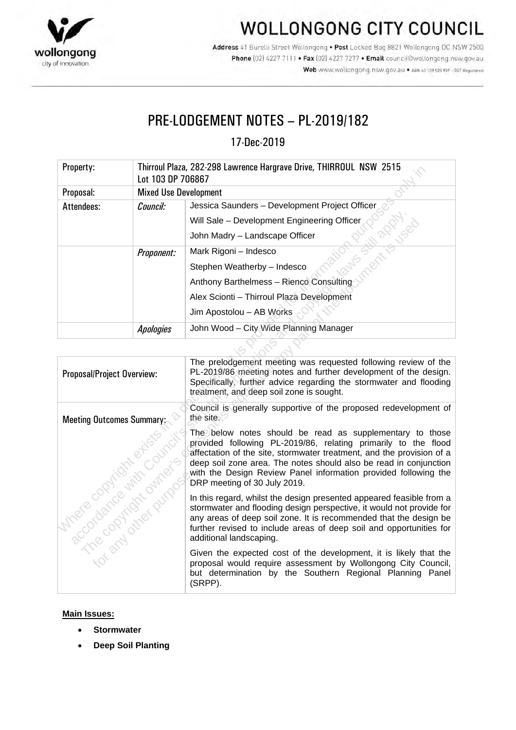# WOLLONGONG CITY COUNCIL

**Address** 41 Burelli Street Wollongong • **Post** Locked Bag 8821 Wollongong DC NSW 2500
**Phone** (02) 4227 7111 • **Fax** (02) 4227 7277 • **Email** council@wollongong.nsw.gov.au
**Web** www.wollongong.nsw.gov.au • ABN 63 139 525 939 - GST Registered

## PRE-LODGEMENT NOTES – PL-2019/182

17-Dec-2019

| Property: | Thirroul Plaza, 282-298 Lawrence Hargrave Drive, THIRROUL NSW 2515<br>Lot 103 DP 706867 | |
|---|---|---|
| Proposal: | Mixed Use Development | |
| Attendees: | *Council:* | Jessica Saunders – Development Project Officer<br>Will Sale – Development Engineering Officer<br>John Madry – Landscape Officer |
| | *Proponent:* | Mark Rigoni – Indesco<br>Stephen Weatherby – Indesco<br>Anthony Barthelmess – Rienco Consulting<br>Alex Scionti – Thirroul Plaza Development<br>Jim Apostolou – AB Works |
| | *Apologies* | John Wood – City Wide Planning Manager |

| | |
|---|---|
| Proposal/Project Overview: | The prelodgement meeting was requested following review of the PL-2019/86 meeting notes and further development of the design. Specifically, further advice regarding the stormwater and flooding treatment, and deep soil zone is sought. |
| Meeting Outcomes Summary: | Council is generally supportive of the proposed redevelopment of the site.<br><br>The below notes should be read as supplementary to those provided following PL-2019/86, relating primarily to the flood affectation of the site, stormwater treatment, and the provision of a deep soil zone area. The notes should also be read in conjunction with the Design Review Panel information provided following the DRP meeting of 30 July 2019.<br><br>In this regard, whilst the design presented appeared feasible from a stormwater and flooding design perspective, it would not provide for any areas of deep soil zone. It is recommended that the design be further revised to include areas of deep soil and opportunities for additional landscaping.<br><br>Given the expected cost of the development, it is likely that the proposal would require assessment by Wollongong City Council, but determination by the Southern Regional Planning Panel (SRPP). |

**Main Issues:**

- **Stormwater**
- **Deep Soil Planting**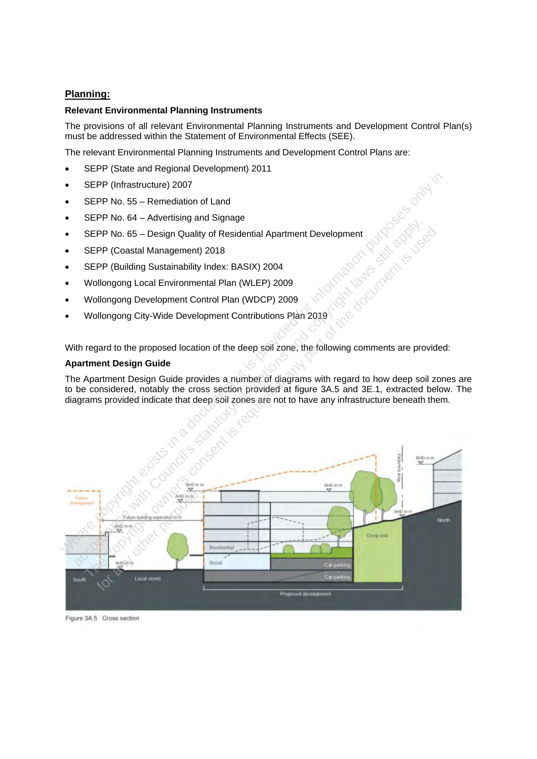## Planning:

**Relevant Environmental Planning Instruments**

The provisions of all relevant Environmental Planning Instruments and Development Control Plan(s) must be addressed within the Statement of Environmental Effects (SEE).

The relevant Environmental Planning Instruments and Development Control Plans are:

- SEPP (State and Regional Development) 2011
- SEPP (Infrastructure) 2007
- SEPP No. 55 – Remediation of Land
- SEPP No. 64 – Advertising and Signage
- SEPP No. 65 – Design Quality of Residential Apartment Development
- SEPP (Coastal Management) 2018
- SEPP (Building Sustainability Index: BASIX) 2004
- Wollongong Local Environmental Plan (WLEP) 2009
- Wollongong Development Control Plan (WDCP) 2009
- Wollongong City-Wide Development Contributions Plan 2019

With regard to the proposed location of the deep soil zone, the following comments are provided:

**Apartment Design Guide**

The Apartment Design Guide provides a number of diagrams with regard to how deep soil zones are to be considered, notably the cross section provided at figure 3A.5 and 3E.1, extracted below. The diagrams provided indicate that deep soil zones are not to have any infrastructure beneath them.

Figure 3A.5 Cross section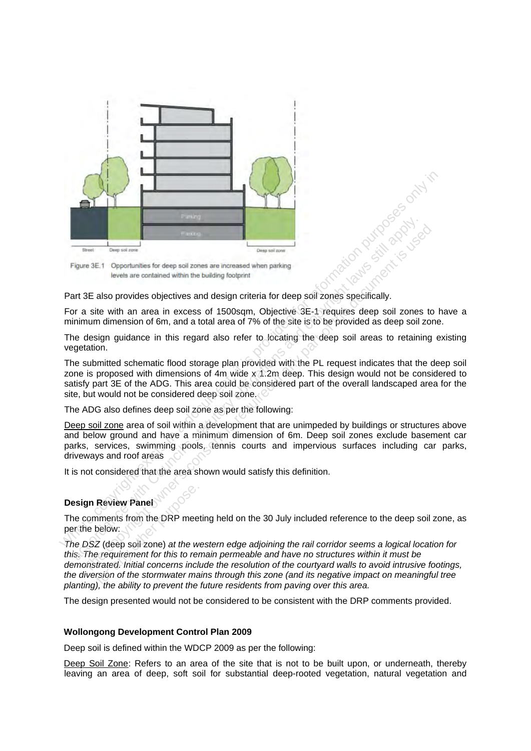Figure 3E.1 Opportunities for deep soil zones are increased when parking levels are contained within the building footprint

Part 3E also provides objectives and design criteria for deep soil zones specifically.

For a site with an area in excess of 1500sqm, Objective 3E-1 requires deep soil zones to have a minimum dimension of 6m, and a total area of 7% of the site is to be provided as deep soil zone.

The design guidance in this regard also refer to locating the deep soil areas to retaining existing vegetation.

The submitted schematic flood storage plan provided with the PL request indicates that the deep soil zone is proposed with dimensions of 4m wide x 1.2m deep. This design would not be considered to satisfy part 3E of the ADG. This area could be considered part of the overall landscaped area for the site, but would not be considered deep soil zone.

The ADG also defines deep soil zone as per the following:

<u>Deep soil zone</u> area of soil within a development that are unimpeded by buildings or structures above and below ground and have a minimum dimension of 6m. Deep soil zones exclude basement car parks, services, swimming pools, tennis courts and impervious surfaces including car parks, driveways and roof areas

It is not considered that the area shown would satisfy this definition.

**Design Review Panel**

The comments from the DRP meeting held on the 30 July included reference to the deep soil zone, as per the below:

*The DSZ* (deep soil zone) *at the western edge adjoining the rail corridor seems a logical location for this. The requirement for this to remain permeable and have no structures within it must be demonstrated. Initial concerns include the resolution of the courtyard walls to avoid intrusive footings, the diversion of the stormwater mains through this zone (and its negative impact on meaningful tree planting), the ability to prevent the future residents from paving over this area.*

The design presented would not be considered to be consistent with the DRP comments provided.

**Wollongong Development Control Plan 2009**

Deep soil is defined within the WDCP 2009 as per the following:

<u>Deep Soil Zone</u>: Refers to an area of the site that is not to be built upon, or underneath, thereby leaving an area of deep, soft soil for substantial deep-rooted vegetation, natural vegetation and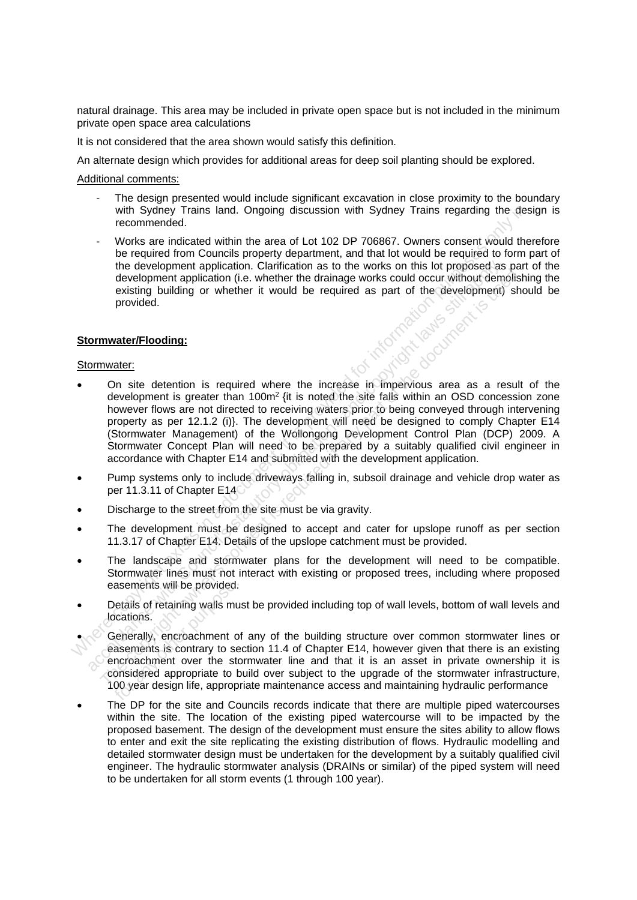natural drainage. This area may be included in private open space but is not included in the minimum private open space area calculations

It is not considered that the area shown would satisfy this definition.

An alternate design which provides for additional areas for deep soil planting should be explored.

Additional comments:

- The design presented would include significant excavation in close proximity to the boundary with Sydney Trains land. Ongoing discussion with Sydney Trains regarding the design is recommended.
- Works are indicated within the area of Lot 102 DP 706867. Owners consent would therefore be required from Councils property department, and that lot would be required to form part of the development application. Clarification as to the works on this lot proposed as part of the development application (i.e. whether the drainage works could occur without demolishing the existing building or whether it would be required as part of the development) should be provided.

**Stormwater/Flooding:**

Stormwater:

- On site detention is required where the increase in impervious area as a result of the development is greater than 100m$^2$ {it is noted the site falls within an OSD concession zone however flows are not directed to receiving waters prior to being conveyed through intervening property as per 12.1.2 (i)}. The development will need be designed to comply Chapter E14 (Stormwater Management) of the Wollongong Development Control Plan (DCP) 2009. A Stormwater Concept Plan will need to be prepared by a suitably qualified civil engineer in accordance with Chapter E14 and submitted with the development application.
- Pump systems only to include driveways falling in, subsoil drainage and vehicle drop water as per 11.3.11 of Chapter E14
- Discharge to the street from the site must be via gravity.
- The development must be designed to accept and cater for upslope runoff as per section 11.3.17 of Chapter E14. Details of the upslope catchment must be provided.
- The landscape and stormwater plans for the development will need to be compatible. Stormwater lines must not interact with existing or proposed trees, including where proposed easements will be provided.
- Details of retaining walls must be provided including top of wall levels, bottom of wall levels and locations.
- Generally, encroachment of any of the building structure over common stormwater lines or easements is contrary to section 11.4 of Chapter E14, however given that there is an existing encroachment over the stormwater line and that it is an asset in private ownership it is considered appropriate to build over subject to the upgrade of the stormwater infrastructure, 100 year design life, appropriate maintenance access and maintaining hydraulic performance
- The DP for the site and Councils records indicate that there are multiple piped watercourses within the site. The location of the existing piped watercourse will to be impacted by the proposed basement. The design of the development must ensure the sites ability to allow flows to enter and exit the site replicating the existing distribution of flows. Hydraulic modelling and detailed stormwater design must be undertaken for the development by a suitably qualified civil engineer. The hydraulic stormwater analysis (DRAINs or similar) of the piped system will need to be undertaken for all storm events (1 through 100 year).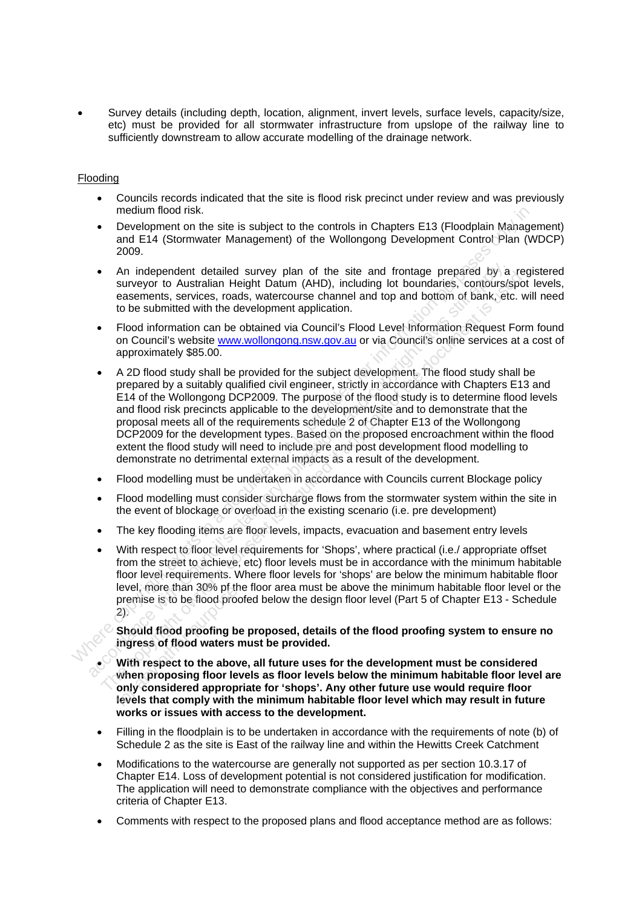- Survey details (including depth, location, alignment, invert levels, surface levels, capacity/size, etc) must be provided for all stormwater infrastructure from upslope of the railway line to sufficiently downstream to allow accurate modelling of the drainage network.

Flooding

- Councils records indicated that the site is flood risk precinct under review and was previously medium flood risk.
- Development on the site is subject to the controls in Chapters E13 (Floodplain Management) and E14 (Stormwater Management) of the Wollongong Development Control Plan (WDCP) 2009.
- An independent detailed survey plan of the site and frontage prepared by a registered surveyor to Australian Height Datum (AHD), including lot boundaries, contours/spot levels, easements, services, roads, watercourse channel and top and bottom of bank, etc. will need to be submitted with the development application.
- Flood information can be obtained via Council's Flood Level Information Request Form found on Council's website www.wollongong.nsw.gov.au or via Council's online services at a cost of approximately $85.00.
- A 2D flood study shall be provided for the subject development. The flood study shall be prepared by a suitably qualified civil engineer, strictly in accordance with Chapters E13 and E14 of the Wollongong DCP2009. The purpose of the flood study is to determine flood levels and flood risk precincts applicable to the development/site and to demonstrate that the proposal meets all of the requirements schedule 2 of Chapter E13 of the Wollongong DCP2009 for the development types. Based on the proposed encroachment within the flood extent the flood study will need to include pre and post development flood modelling to demonstrate no detrimental external impacts as a result of the development.
- Flood modelling must be undertaken in accordance with Councils current Blockage policy
- Flood modelling must consider surcharge flows from the stormwater system within the site in the event of blockage or overload in the existing scenario (i.e. pre development)
- The key flooding items are floor levels, impacts, evacuation and basement entry levels
- With respect to floor level requirements for 'Shops', where practical (i.e./ appropriate offset from the street to achieve, etc) floor levels must be in accordance with the minimum habitable floor level requirements. Where floor levels for 'shops' are below the minimum habitable floor level, more than 30% pf the floor area must be above the minimum habitable floor level or the premise is to be flood proofed below the design floor level (Part 5 of Chapter E13 - Schedule 2).
- **Should flood proofing be proposed, details of the flood proofing system to ensure no ingress of flood waters must be provided.**
- **With respect to the above, all future uses for the development must be considered when proposing floor levels as floor levels below the minimum habitable floor level are only considered appropriate for 'shops'. Any other future use would require floor levels that comply with the minimum habitable floor level which may result in future works or issues with access to the development.**
- Filling in the floodplain is to be undertaken in accordance with the requirements of note (b) of Schedule 2 as the site is East of the railway line and within the Hewitts Creek Catchment
- Modifications to the watercourse are generally not supported as per section 10.3.17 of Chapter E14. Loss of development potential is not considered justification for modification. The application will need to demonstrate compliance with the objectives and performance criteria of Chapter E13.
- Comments with respect to the proposed plans and flood acceptance method are as follows: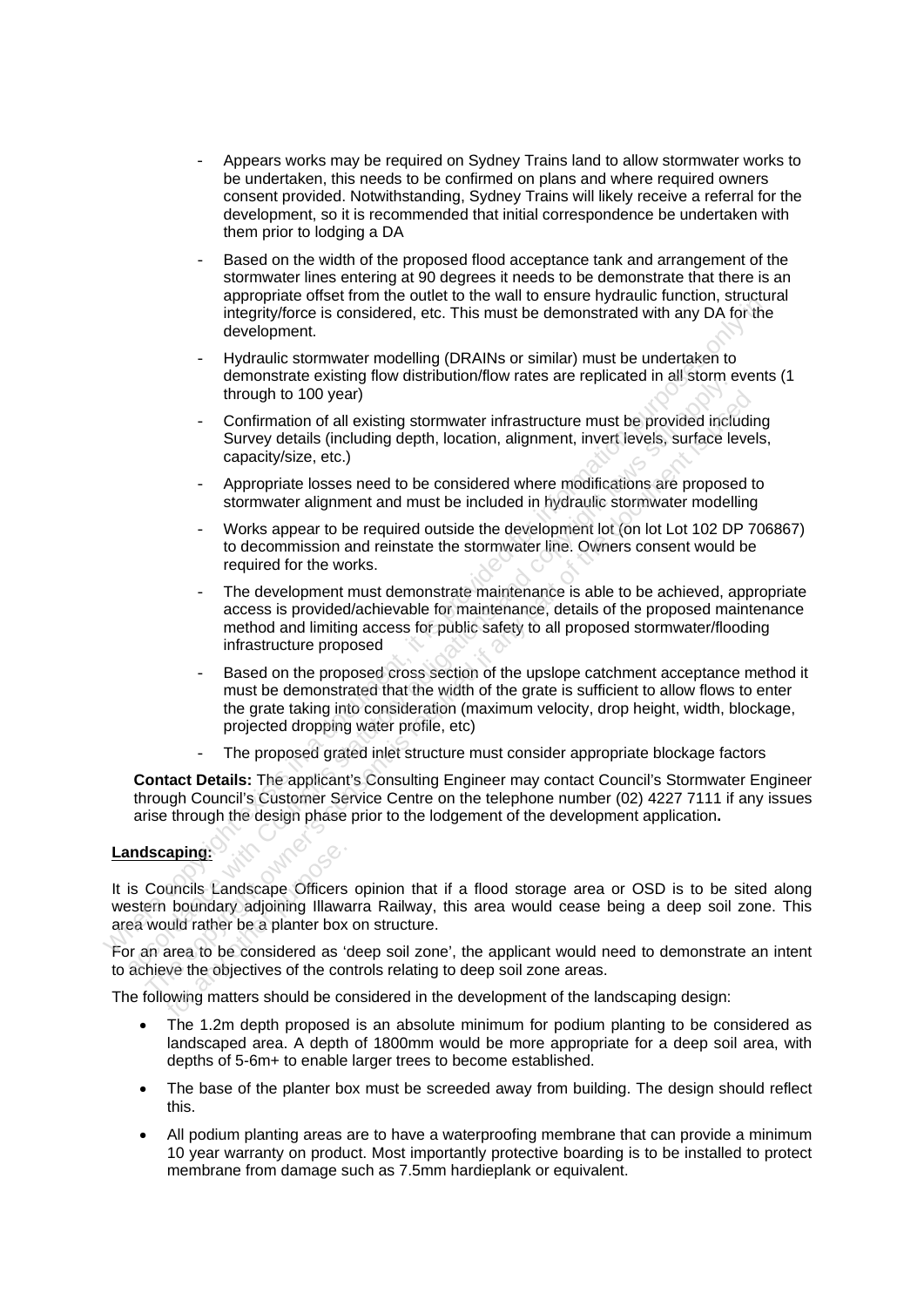- Appears works may be required on Sydney Trains land to allow stormwater works to be undertaken, this needs to be confirmed on plans and where required owners consent provided. Notwithstanding, Sydney Trains will likely receive a referral for the development, so it is recommended that initial correspondence be undertaken with them prior to lodging a DA
- Based on the width of the proposed flood acceptance tank and arrangement of the stormwater lines entering at 90 degrees it needs to be demonstrate that there is an appropriate offset from the outlet to the wall to ensure hydraulic function, structural integrity/force is considered, etc. This must be demonstrated with any DA for the development.
- Hydraulic stormwater modelling (DRAINs or similar) must be undertaken to demonstrate existing flow distribution/flow rates are replicated in all storm events (1 through to 100 year)
- Confirmation of all existing stormwater infrastructure must be provided including Survey details (including depth, location, alignment, invert levels, surface levels, capacity/size, etc.)
- Appropriate losses need to be considered where modifications are proposed to stormwater alignment and must be included in hydraulic stormwater modelling
- Works appear to be required outside the development lot (on lot Lot 102 DP 706867) to decommission and reinstate the stormwater line. Owners consent would be required for the works.
- The development must demonstrate maintenance is able to be achieved, appropriate access is provided/achievable for maintenance, details of the proposed maintenance method and limiting access for public safety to all proposed stormwater/flooding infrastructure proposed
- Based on the proposed cross section of the upslope catchment acceptance method it must be demonstrated that the width of the grate is sufficient to allow flows to enter the grate taking into consideration (maximum velocity, drop height, width, blockage, projected dropping water profile, etc)
- The proposed grated inlet structure must consider appropriate blockage factors

**Contact Details:** The applicant's Consulting Engineer may contact Council's Stormwater Engineer through Council's Customer Service Centre on the telephone number (02) 4227 7111 if any issues arise through the design phase prior to the lodgement of the development application**.**

**Landscaping:**

It is Councils Landscape Officers opinion that if a flood storage area or OSD is to be sited along western boundary adjoining Illawarra Railway, this area would cease being a deep soil zone. This area would rather be a planter box on structure.

For an area to be considered as 'deep soil zone', the applicant would need to demonstrate an intent to achieve the objectives of the controls relating to deep soil zone areas.

The following matters should be considered in the development of the landscaping design:

- The 1.2m depth proposed is an absolute minimum for podium planting to be considered as landscaped area. A depth of 1800mm would be more appropriate for a deep soil area, with depths of 5-6m+ to enable larger trees to become established.
- The base of the planter box must be screeded away from building. The design should reflect this.
- All podium planting areas are to have a waterproofing membrane that can provide a minimum 10 year warranty on product. Most importantly protective boarding is to be installed to protect membrane from damage such as 7.5mm hardieplank or equivalent.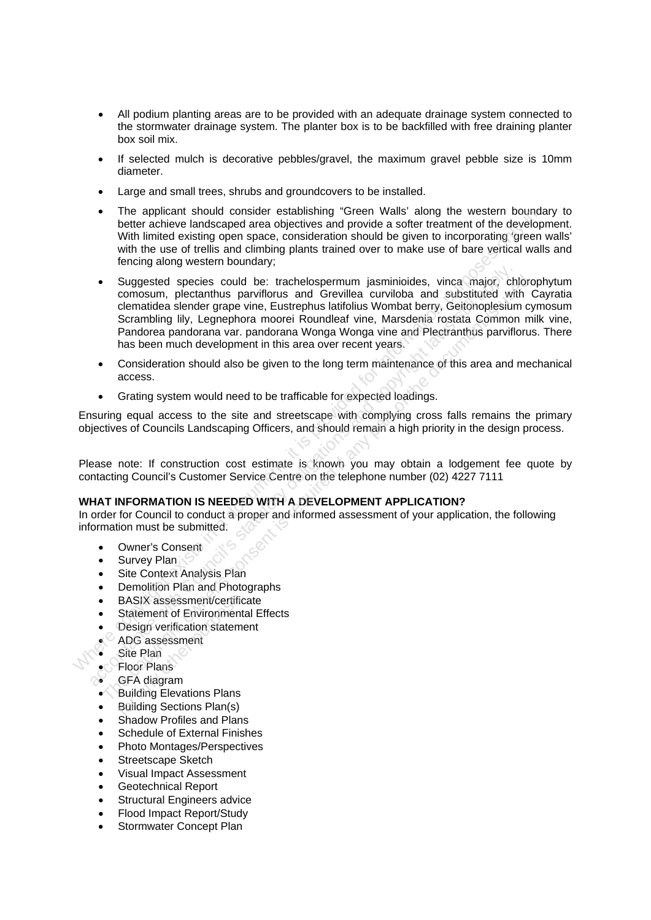- All podium planting areas are to be provided with an adequate drainage system connected to the stormwater drainage system. The planter box is to be backfilled with free draining planter box soil mix.
- If selected mulch is decorative pebbles/gravel, the maximum gravel pebble size is 10mm diameter.
- Large and small trees, shrubs and groundcovers to be installed.
- The applicant should consider establishing "Green Walls' along the western boundary to better achieve landscaped area objectives and provide a softer treatment of the development. With limited existing open space, consideration should be given to incorporating 'green walls' with the use of trellis and climbing plants trained over to make use of bare vertical walls and fencing along western boundary;
- Suggested species could be: trachelospermum jasminioides, vinca major, chlorophytum comosum, plectanthus parviflorus and Grevillea curviloba and substituted with Cayratia clematidea slender grape vine, Eustrephus latifolius Wombat berry, Geitonoplesium cymosum Scrambling lily, Legnephora moorei Roundleaf vine, Marsdenia rostata Common milk vine, Pandorea pandorana var. pandorana Wonga Wonga vine and Plectranthus parviflorus. There has been much development in this area over recent years.
- Consideration should also be given to the long term maintenance of this area and mechanical access.
- Grating system would need to be trafficable for expected loadings.

Ensuring equal access to the site and streetscape with complying cross falls remains the primary objectives of Councils Landscaping Officers, and should remain a high priority in the design process.

Please note: If construction cost estimate is known you may obtain a lodgement fee quote by contacting Council's Customer Service Centre on the telephone number (02) 4227 7111

**WHAT INFORMATION IS NEEDED WITH A DEVELOPMENT APPLICATION?**

In order for Council to conduct a proper and informed assessment of your application, the following information must be submitted.

- Owner's Consent
- Survey Plan
- Site Context Analysis Plan
- Demolition Plan and Photographs
- BASIX assessment/certificate
- Statement of Environmental Effects
- Design verification statement
- ADG assessment
- Site Plan
- Floor Plans
- GFA diagram
- Building Elevations Plans
- Building Sections Plan(s)
- Shadow Profiles and Plans
- Schedule of External Finishes
- Photo Montages/Perspectives
- Streetscape Sketch
- Visual Impact Assessment
- Geotechnical Report
- Structural Engineers advice
- Flood Impact Report/Study
- Stormwater Concept Plan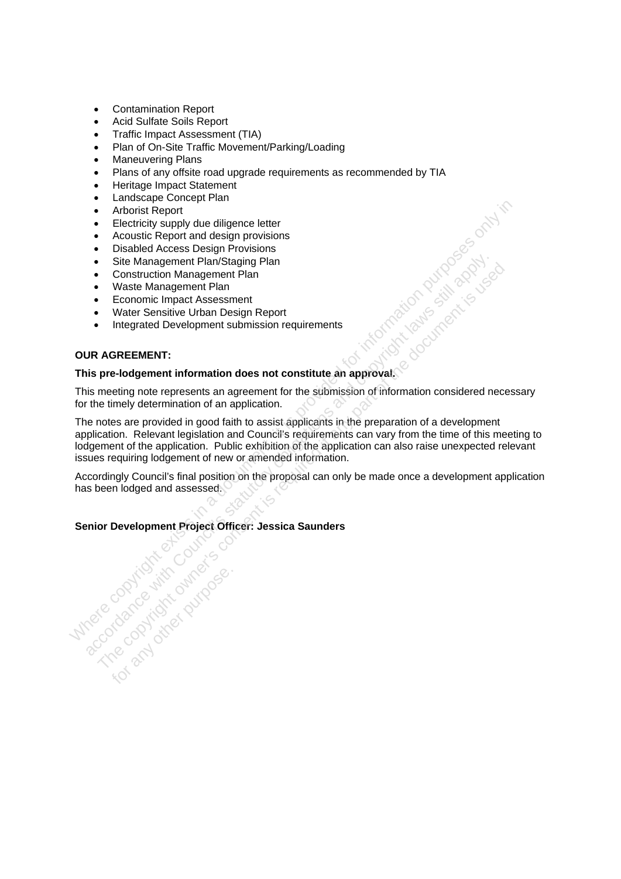- Contamination Report
- Acid Sulfate Soils Report
- Traffic Impact Assessment (TIA)
- Plan of On-Site Traffic Movement/Parking/Loading
- Maneuvering Plans
- Plans of any offsite road upgrade requirements as recommended by TIA
- Heritage Impact Statement
- Landscape Concept Plan
- Arborist Report
- Electricity supply due diligence letter
- Acoustic Report and design provisions
- Disabled Access Design Provisions
- Site Management Plan/Staging Plan
- Construction Management Plan
- Waste Management Plan
- Economic Impact Assessment
- Water Sensitive Urban Design Report
- Integrated Development submission requirements

**OUR AGREEMENT:**

**This pre-lodgement information does not constitute an approval.**

This meeting note represents an agreement for the submission of information considered necessary for the timely determination of an application.

The notes are provided in good faith to assist applicants in the preparation of a development application. Relevant legislation and Council's requirements can vary from the time of this meeting to lodgement of the application. Public exhibition of the application can also raise unexpected relevant issues requiring lodgement of new or amended information.

Accordingly Council's final position on the proposal can only be made once a development application has been lodged and assessed.

**Senior Development Project Officer: Jessica Saunders**